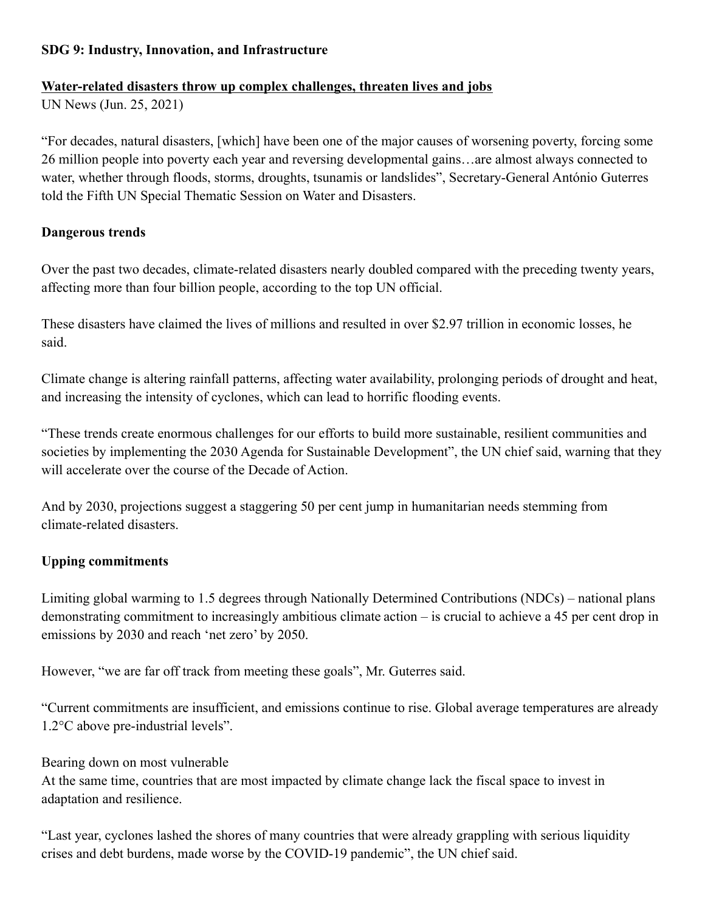**SDG 9: Industry, Innovation, and Infrastructure**

**Water-related disasters throw up complex challenges, threaten lives and jobs**

UN News (Jun. 25, 2021)

"For decades, natural disasters, [which] have been one of the major causes of worsening poverty, forcing some 26 million people into poverty each year and reversing developmental gains…are almost always connected to water, whether through floods, storms, droughts, tsunamis or landslides", Secretary-General António Guterres told the Fifth UN Special Thematic Session on Water and Disasters.

**Dangerous trends**

Over the past two decades, climate-related disasters nearly doubled compared with the preceding twenty years, affecting more than four billion people, according to the top UN official.

These disasters have claimed the lives of millions and resulted in over $2.97 trillion in economic losses, he said.

Climate change is altering rainfall patterns, affecting water availability, prolonging periods of drought and heat, and increasing the intensity of cyclones, which can lead to horrific flooding events.

"These trends create enormous challenges for our efforts to build more sustainable, resilient communities and societies by implementing the 2030 Agenda for Sustainable Development", the UN chief said, warning that they will accelerate over the course of the Decade of Action.

And by 2030, projections suggest a staggering 50 per cent jump in humanitarian needs stemming from climate-related disasters.

**Upping commitments**

Limiting global warming to 1.5 degrees through Nationally Determined Contributions (NDCs) – national plans demonstrating commitment to increasingly ambitious climate action – is crucial to achieve a 45 per cent drop in emissions by 2030 and reach 'net zero' by 2050.

However, "we are far off track from meeting these goals", Mr. Guterres said.

"Current commitments are insufficient, and emissions continue to rise. Global average temperatures are already 1.2°C above pre-industrial levels".

Bearing down on most vulnerable

At the same time, countries that are most impacted by climate change lack the fiscal space to invest in adaptation and resilience.

"Last year, cyclones lashed the shores of many countries that were already grappling with serious liquidity crises and debt burdens, made worse by the COVID-19 pandemic", the UN chief said.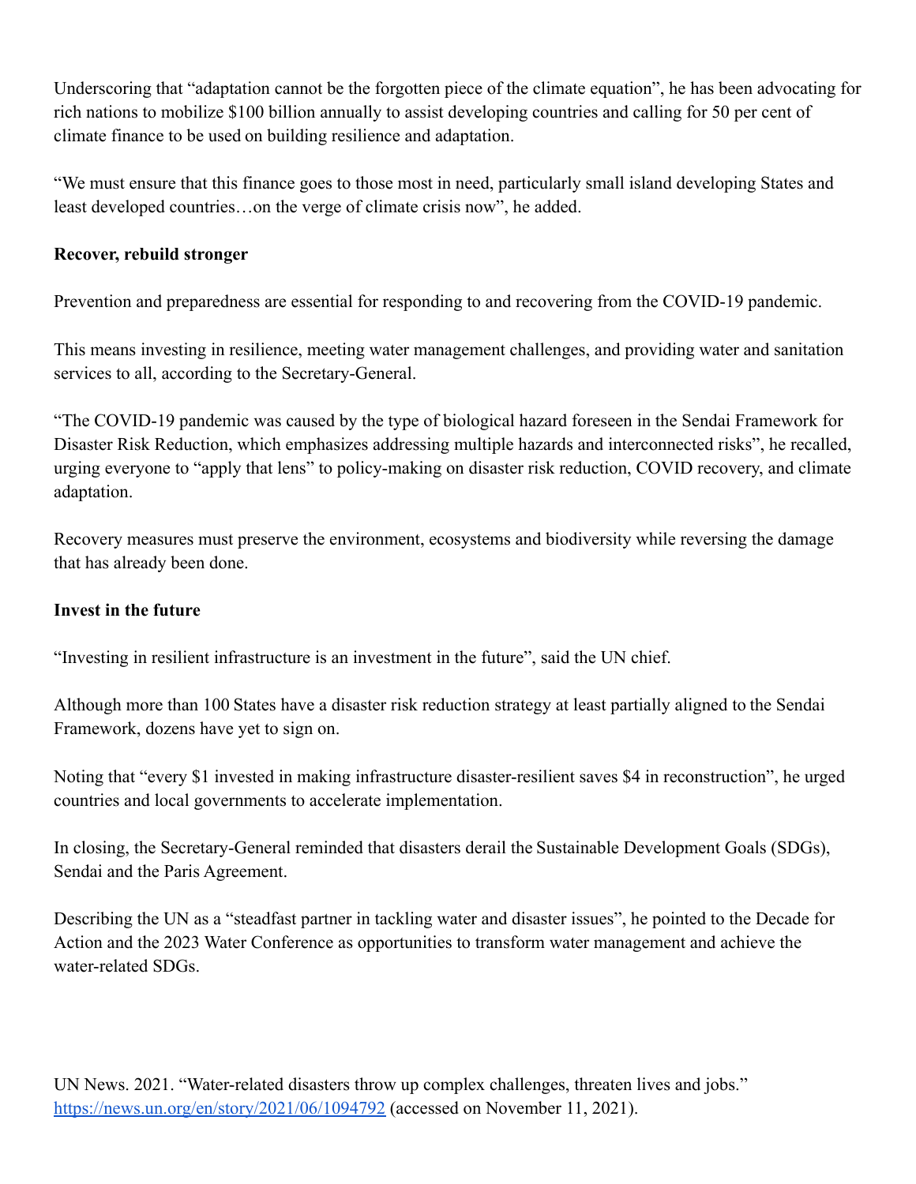Underscoring that “adaptation cannot be the forgotten piece of the climate equation”, he has been advocating for rich nations to mobilize $100 billion annually to assist developing countries and calling for 50 per cent of climate finance to be used on building resilience and adaptation.

“We must ensure that this finance goes to those most in need, particularly small island developing States and least developed countries…on the verge of climate crisis now”, he added.

**Recover, rebuild stronger**

Prevention and preparedness are essential for responding to and recovering from the COVID-19 pandemic.

This means investing in resilience, meeting water management challenges, and providing water and sanitation services to all, according to the Secretary-General.

“The COVID-19 pandemic was caused by the type of biological hazard foreseen in the Sendai Framework for Disaster Risk Reduction, which emphasizes addressing multiple hazards and interconnected risks”, he recalled, urging everyone to “apply that lens” to policy-making on disaster risk reduction, COVID recovery, and climate adaptation.

Recovery measures must preserve the environment, ecosystems and biodiversity while reversing the damage that has already been done.

**Invest in the future**

“Investing in resilient infrastructure is an investment in the future”, said the UN chief.

Although more than 100 States have a disaster risk reduction strategy at least partially aligned to the Sendai Framework, dozens have yet to sign on.

Noting that “every $1 invested in making infrastructure disaster-resilient saves $4 in reconstruction”, he urged countries and local governments to accelerate implementation.

In closing, the Secretary-General reminded that disasters derail the Sustainable Development Goals (SDGs), Sendai and the Paris Agreement.

Describing the UN as a “steadfast partner in tackling water and disaster issues”, he pointed to the Decade for Action and the 2023 Water Conference as opportunities to transform water management and achieve the water-related SDGs.

UN News. 2021. “Water-related disasters throw up complex challenges, threaten lives and jobs.” [https://news.un.org/en/story/2021/06/1094792](https://news.un.org/en/story/2021/06/1094792) (accessed on November 11, 2021).